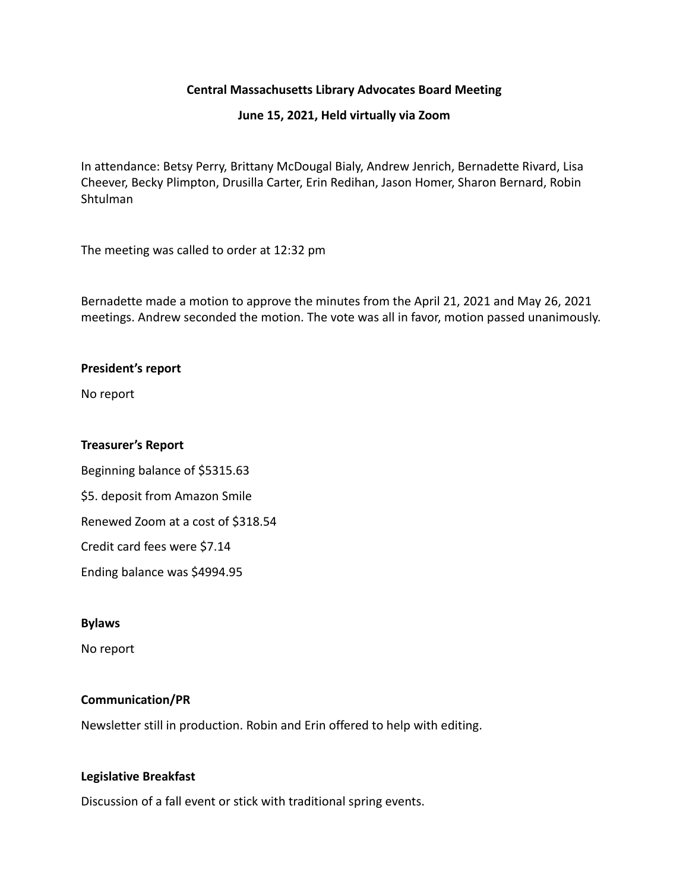**Central Massachusetts Library Advocates Board Meeting**

**June 15, 2021, Held virtually via Zoom**

In attendance: Betsy Perry, Brittany McDougal Bialy, Andrew Jenrich, Bernadette Rivard, Lisa Cheever, Becky Plimpton, Drusilla Carter, Erin Redihan, Jason Homer, Sharon Bernard, Robin Shtulman

The meeting was called to order at 12:32 pm

Bernadette made a motion to approve the minutes from the April 21, 2021 and May 26, 2021 meetings. Andrew seconded the motion. The vote was all in favor, motion passed unanimously.

**President's report**

No report

**Treasurer's Report**

Beginning balance of $5315.63

$5. deposit from Amazon Smile

Renewed Zoom at a cost of $318.54

Credit card fees were $7.14

Ending balance was $4994.95

**Bylaws**

No report

**Communication/PR**

Newsletter still in production. Robin and Erin offered to help with editing.

**Legislative Breakfast**

Discussion of a fall event or stick with traditional spring events.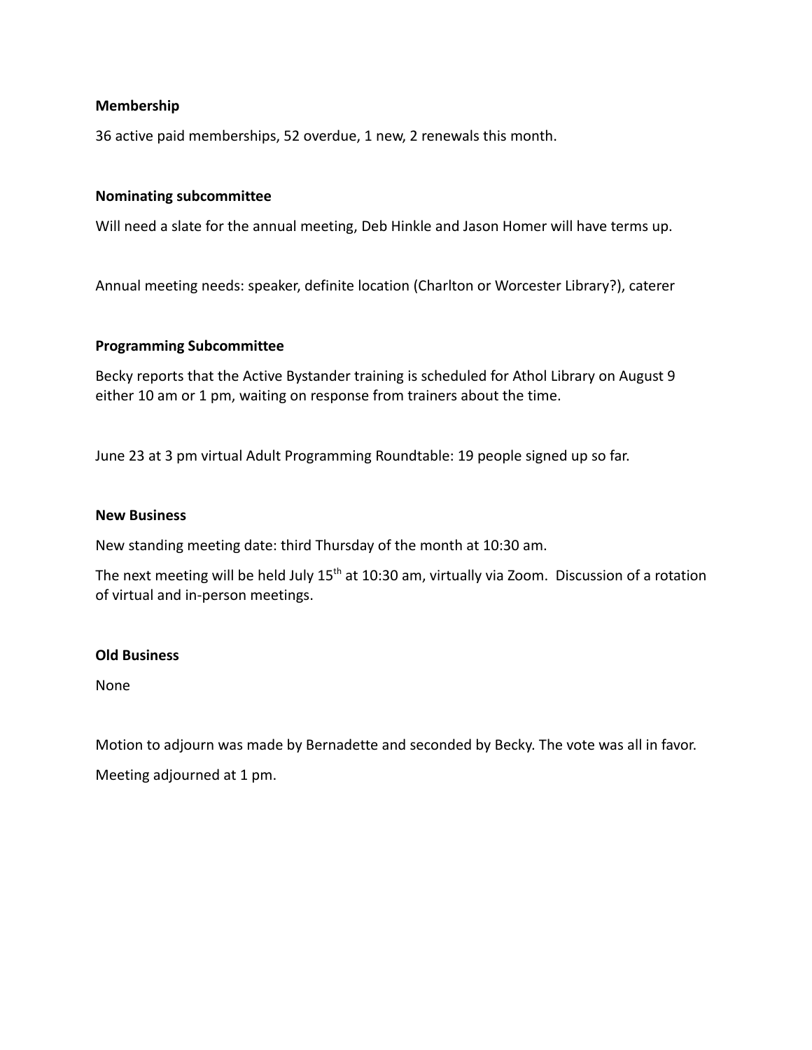**Membership**

36 active paid memberships, 52 overdue, 1 new, 2 renewals this month.

**Nominating subcommittee**

Will need a slate for the annual meeting, Deb Hinkle and Jason Homer will have terms up.

Annual meeting needs: speaker, definite location (Charlton or Worcester Library?), caterer

**Programming Subcommittee**

Becky reports that the Active Bystander training is scheduled for Athol Library on August 9 either 10 am or 1 pm, waiting on response from trainers about the time.

June 23 at 3 pm virtual Adult Programming Roundtable: 19 people signed up so far.

**New Business**

New standing meeting date: third Thursday of the month at 10:30 am.

The next meeting will be held July 15th at 10:30 am, virtually via Zoom. Discussion of a rotation of virtual and in-person meetings.

**Old Business**

None

Motion to adjourn was made by Bernadette and seconded by Becky. The vote was all in favor.

Meeting adjourned at 1 pm.